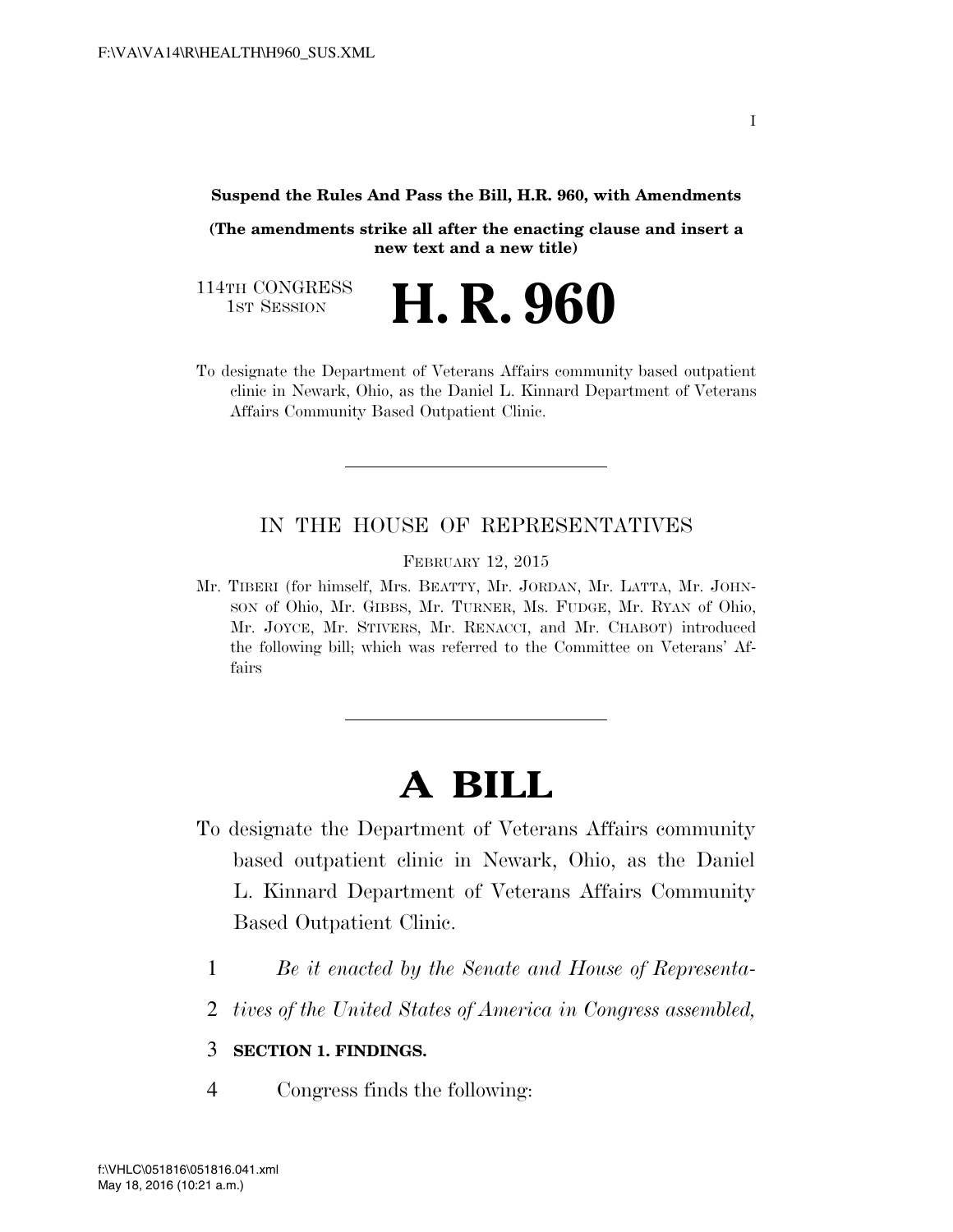**Suspend the Rules And Pass the Bill, H.R. 960, with Amendments**

**(The amendments strike all after the enacting clause and insert a new text and a new title)**

114TH CONGRESS
1ST SESSION

# H. R. 960

To designate the Department of Veterans Affairs community based outpatient clinic in Newark, Ohio, as the Daniel L. Kinnard Department of Veterans Affairs Community Based Outpatient Clinic.

---

IN THE HOUSE OF REPRESENTATIVES

FEBRUARY 12, 2015

Mr. TIBERI (for himself, Mrs. BEATTY, Mr. JORDAN, Mr. LATTA, Mr. JOHNSON of Ohio, Mr. GIBBS, Mr. TURNER, Ms. FUDGE, Mr. RYAN of Ohio, Mr. JOYCE, Mr. STIVERS, Mr. RENACCI, and Mr. CHABOT) introduced the following bill; which was referred to the Committee on Veterans' Affairs

---

# A BILL

To designate the Department of Veterans Affairs community based outpatient clinic in Newark, Ohio, as the Daniel L. Kinnard Department of Veterans Affairs Community Based Outpatient Clinic.

1 *Be it enacted by the Senate and House of Representa-*
2 *tives of the United States of America in Congress assembled,*

3 **SECTION 1. FINDINGS.**

4 Congress finds the following: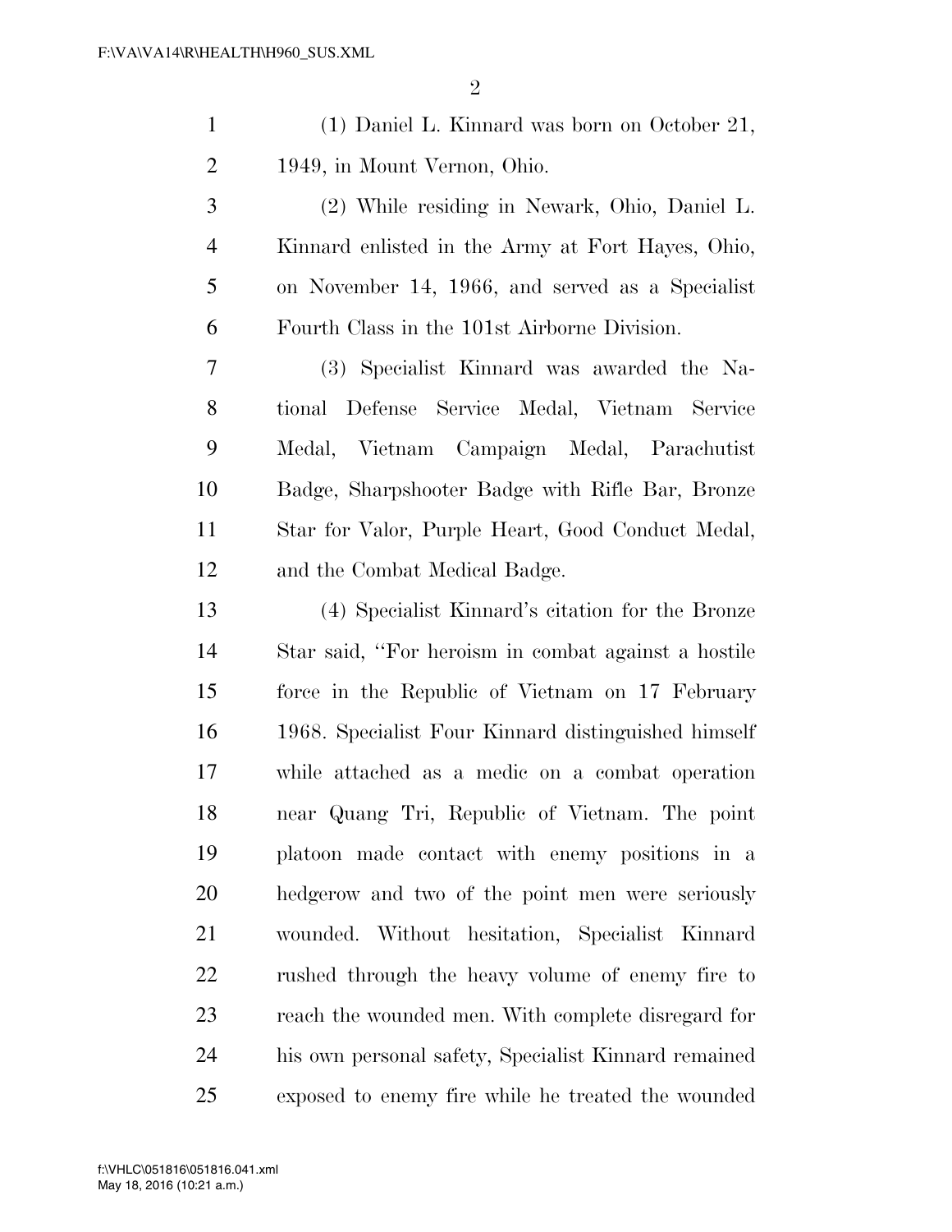(1) Daniel L. Kinnard was born on October 21, 1949, in Mount Vernon, Ohio.

(2) While residing in Newark, Ohio, Daniel L. Kinnard enlisted in the Army at Fort Hayes, Ohio, on November 14, 1966, and served as a Specialist Fourth Class in the 101st Airborne Division.

(3) Specialist Kinnard was awarded the National Defense Service Medal, Vietnam Service Medal, Vietnam Campaign Medal, Parachutist Badge, Sharpshooter Badge with Rifle Bar, Bronze Star for Valor, Purple Heart, Good Conduct Medal, and the Combat Medical Badge.

(4) Specialist Kinnard's citation for the Bronze Star said, ''For heroism in combat against a hostile force in the Republic of Vietnam on 17 February 1968. Specialist Four Kinnard distinguished himself while attached as a medic on a combat operation near Quang Tri, Republic of Vietnam. The point platoon made contact with enemy positions in a hedgerow and two of the point men were seriously wounded. Without hesitation, Specialist Kinnard rushed through the heavy volume of enemy fire to reach the wounded men. With complete disregard for his own personal safety, Specialist Kinnard remained exposed to enemy fire while he treated the wounded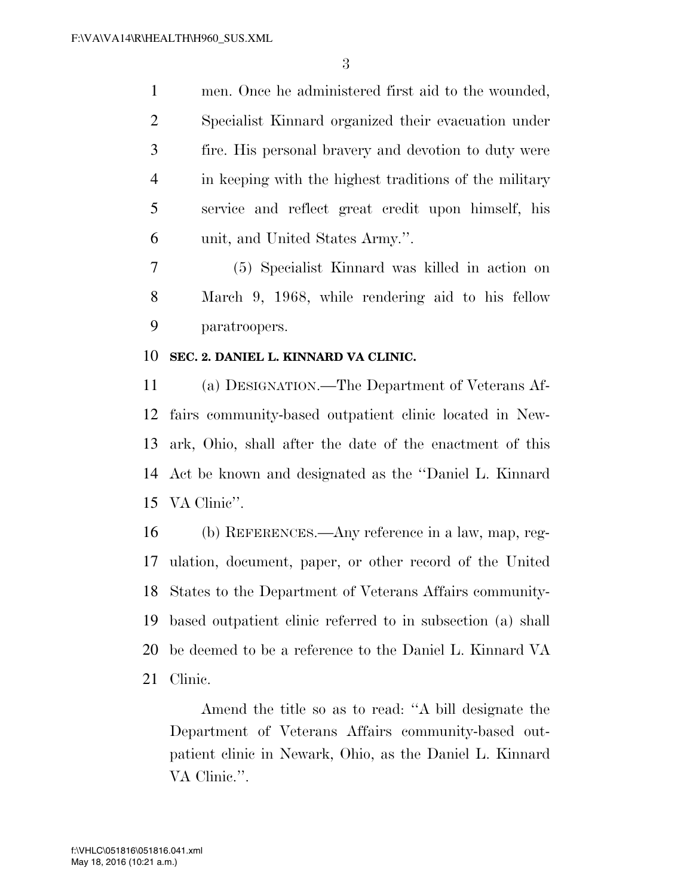men. Once he administered first aid to the wounded, Specialist Kinnard organized their evacuation under fire. His personal bravery and devotion to duty were in keeping with the highest traditions of the military service and reflect great credit upon himself, his unit, and United States Army.''.

(5) Specialist Kinnard was killed in action on March 9, 1968, while rendering aid to his fellow paratroopers.

**SEC. 2. DANIEL L. KINNARD VA CLINIC.**

(a) DESIGNATION.—The Department of Veterans Affairs community-based outpatient clinic located in Newark, Ohio, shall after the date of the enactment of this Act be known and designated as the ''Daniel L. Kinnard VA Clinic''.

(b) REFERENCES.—Any reference in a law, map, regulation, document, paper, or other record of the United States to the Department of Veterans Affairs community-based outpatient clinic referred to in subsection (a) shall be deemed to be a reference to the Daniel L. Kinnard VA Clinic.

Amend the title so as to read: ''A bill designate the Department of Veterans Affairs community-based outpatient clinic in Newark, Ohio, as the Daniel L. Kinnard VA Clinic.''.